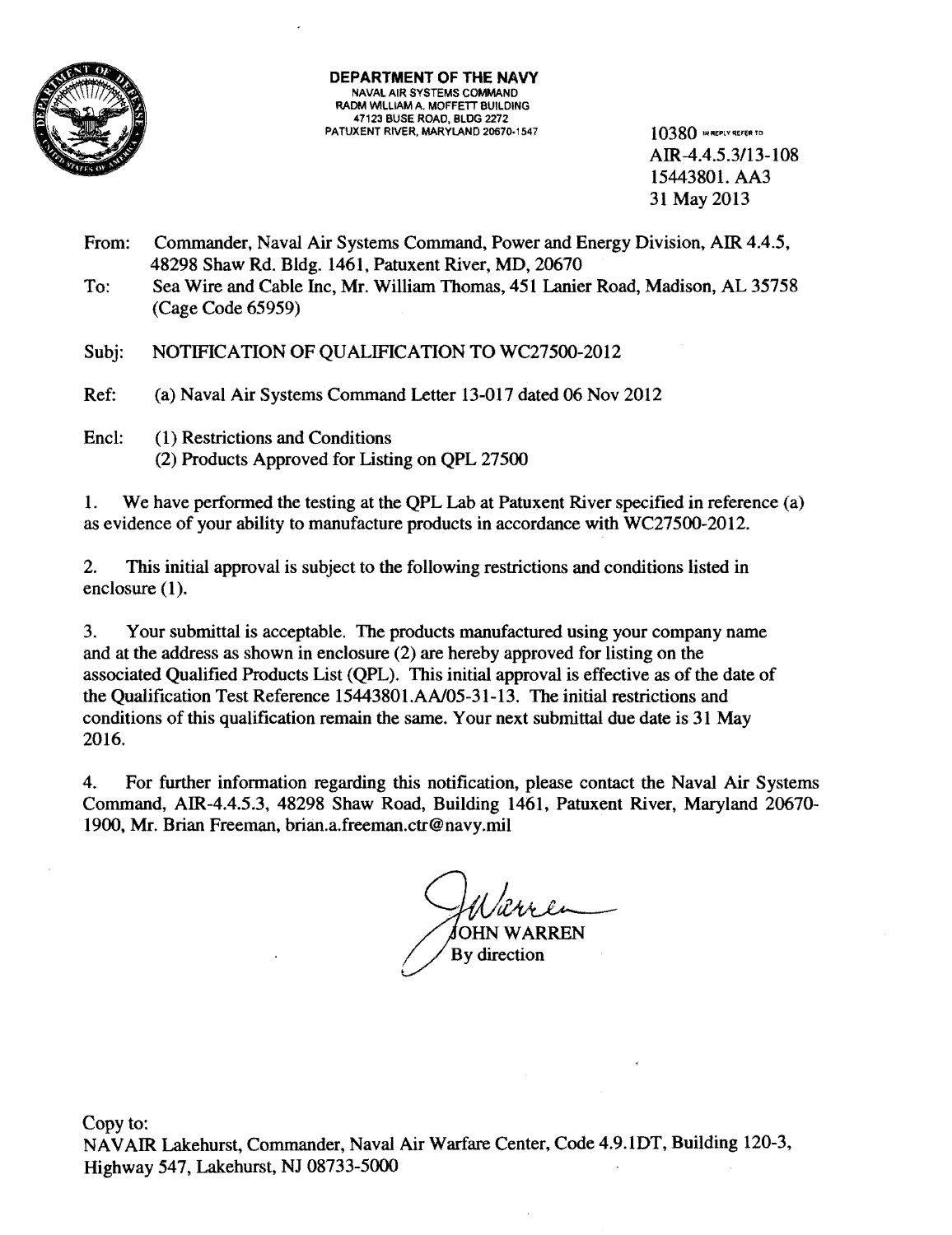**DEPARTMENT OF THE NAVY**
NAVAL AIR SYSTEMS COMMAND
RADM WILLIAM A. MOFFETT BUILDING
47123 BUSE ROAD, BLDG 2272
PATUXENT RIVER, MARYLAND 20670-1547

10380 IN REPLY REFER TO
AIR-4.4.5.3/13-108
15443801. AA3
31 May 2013

From: Commander, Naval Air Systems Command, Power and Energy Division, AIR 4.4.5, 48298 Shaw Rd. Bldg. 1461, Patuxent River, MD, 20670

To: Sea Wire and Cable Inc, Mr. William Thomas, 451 Lanier Road, Madison, AL 35758 (Cage Code 65959)

Subj: NOTIFICATION OF QUALIFICATION TO WC27500-2012

Ref: (a) Naval Air Systems Command Letter 13-017 dated 06 Nov 2012

Encl: (1) Restrictions and Conditions
(2) Products Approved for Listing on QPL 27500

1. We have performed the testing at the QPL Lab at Patuxent River specified in reference (a) as evidence of your ability to manufacture products in accordance with WC27500-2012.

2. This initial approval is subject to the following restrictions and conditions listed in enclosure (1).

3. Your submittal is acceptable. The products manufactured using your company name and at the address as shown in enclosure (2) are hereby approved for listing on the associated Qualified Products List (QPL). This initial approval is effective as of the date of the Qualification Test Reference 15443801.AA/05-31-13. The initial restrictions and conditions of this qualification remain the same. Your next submittal due date is 31 May 2016.

4. For further information regarding this notification, please contact the Naval Air Systems Command, AIR-4.4.5.3, 48298 Shaw Road, Building 1461, Patuxent River, Maryland 20670-1900, Mr. Brian Freeman, brian.a.freeman.ctr@navy.mil

JOHN WARREN
By direction

Copy to:
NAVAIR Lakehurst, Commander, Naval Air Warfare Center, Code 4.9.1DT, Building 120-3, Highway 547, Lakehurst, NJ 08733-5000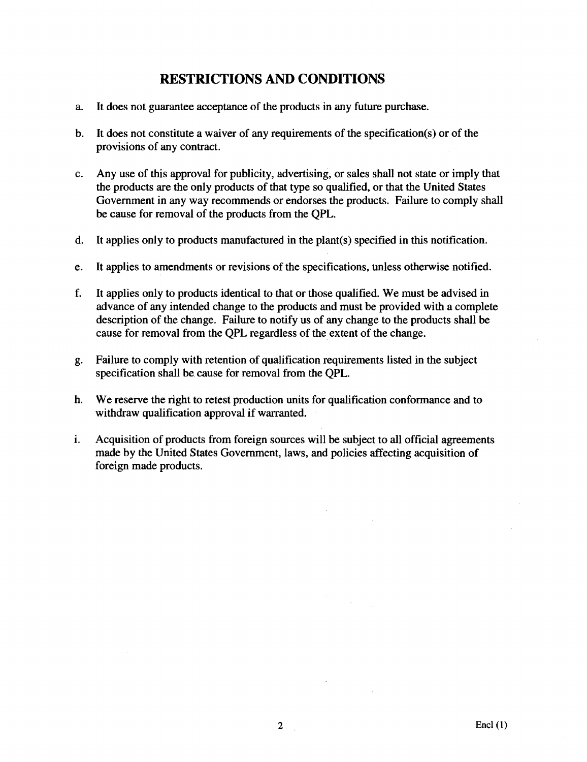## RESTRICTIONS AND CONDITIONS

a. It does not guarantee acceptance of the products in any future purchase.

b. It does not constitute a waiver of any requirements of the specification(s) or of the provisions of any contract.

c. Any use of this approval for publicity, advertising, or sales shall not state or imply that the products are the only products of that type so qualified, or that the United States Government in any way recommends or endorses the products. Failure to comply shall be cause for removal of the products from the QPL.

d. It applies only to products manufactured in the plant(s) specified in this notification.

e. It applies to amendments or revisions of the specifications, unless otherwise notified.

f. It applies only to products identical to that or those qualified. We must be advised in advance of any intended change to the products and must be provided with a complete description of the change. Failure to notify us of any change to the products shall be cause for removal from the QPL regardless of the extent of the change.

g. Failure to comply with retention of qualification requirements listed in the subject specification shall be cause for removal from the QPL.

h. We reserve the right to retest production units for qualification conformance and to withdraw qualification approval if warranted.

i. Acquisition of products from foreign sources will be subject to all official agreements made by the United States Government, laws, and policies affecting acquisition of foreign made products.

Encl (1)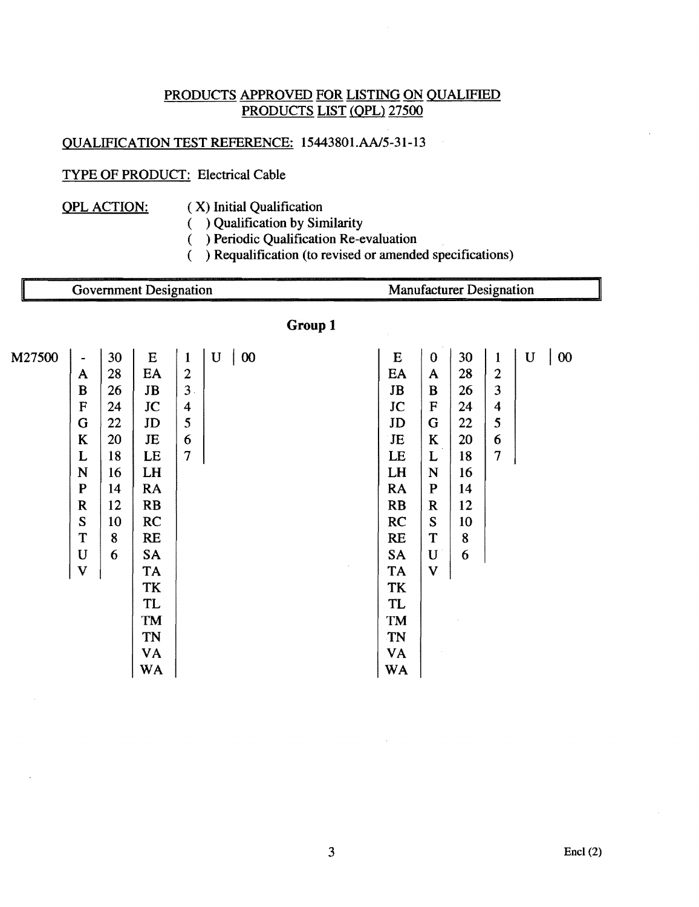PRODUCTS APPROVED FOR LISTING ON QUALIFIED PRODUCTS LIST (QPL) 27500

QUALIFICATION TEST REFERENCE: 15443801.AA/5-31-13

TYPE OF PRODUCT: Electrical Cable

QPL ACTION:
- ( X) Initial Qualification
- ( ) Qualification by Similarity
- ( ) Periodic Qualification Re-evaluation
- ( ) Requalification (to revised or amended specifications)

| Government Designation | Manufacturer Designation |
|---|---|

**Group 1**

Government Designation:

| M27500 | | | | | | |
|---|---|---|---|---|---|---|
| | - | 30 | E | 1 | U | 00 |
| | A | 28 | EA | 2 | | |
| | B | 26 | JB | 3 | | |
| | F | 24 | JC | 4 | | |
| | G | 22 | JD | 5 | | |
| | K | 20 | JE | 6 | | |
| | L | 18 | LE | 7 | | |
| | N | 16 | LH | | | |
| | P | 14 | RA | | | |
| | R | 12 | RB | | | |
| | S | 10 | RC | | | |
| | T | 8 | RE | | | |
| | U | 6 | SA | | | |
| | V | | TA | | | |
| | | | TK | | | |
| | | | TL | | | |
| | | | TM | | | |
| | | | TN | | | |
| | | | VA | | | |
| | | | WA | | | |

Manufacturer Designation:

| | | | | | |
|---|---|---|---|---|---|
| E | 0 | 30 | 1 | U | 00 |
| EA | A | 28 | 2 | | |
| JB | B | 26 | 3 | | |
| JC | F | 24 | 4 | | |
| JD | G | 22 | 5 | | |
| JE | K | 20 | 6 | | |
| LE | L | 18 | 7 | | |
| LH | N | 16 | | | |
| RA | P | 14 | | | |
| RB | R | 12 | | | |
| RC | S | 10 | | | |
| RE | T | 8 | | | |
| SA | U | 6 | | | |
| TA | V | | | | |
| TK | | | | | |
| TL | | | | | |
| TM | | | | | |
| TN | | | | | |
| VA | | | | | |
| WA | | | | | |

Encl (2)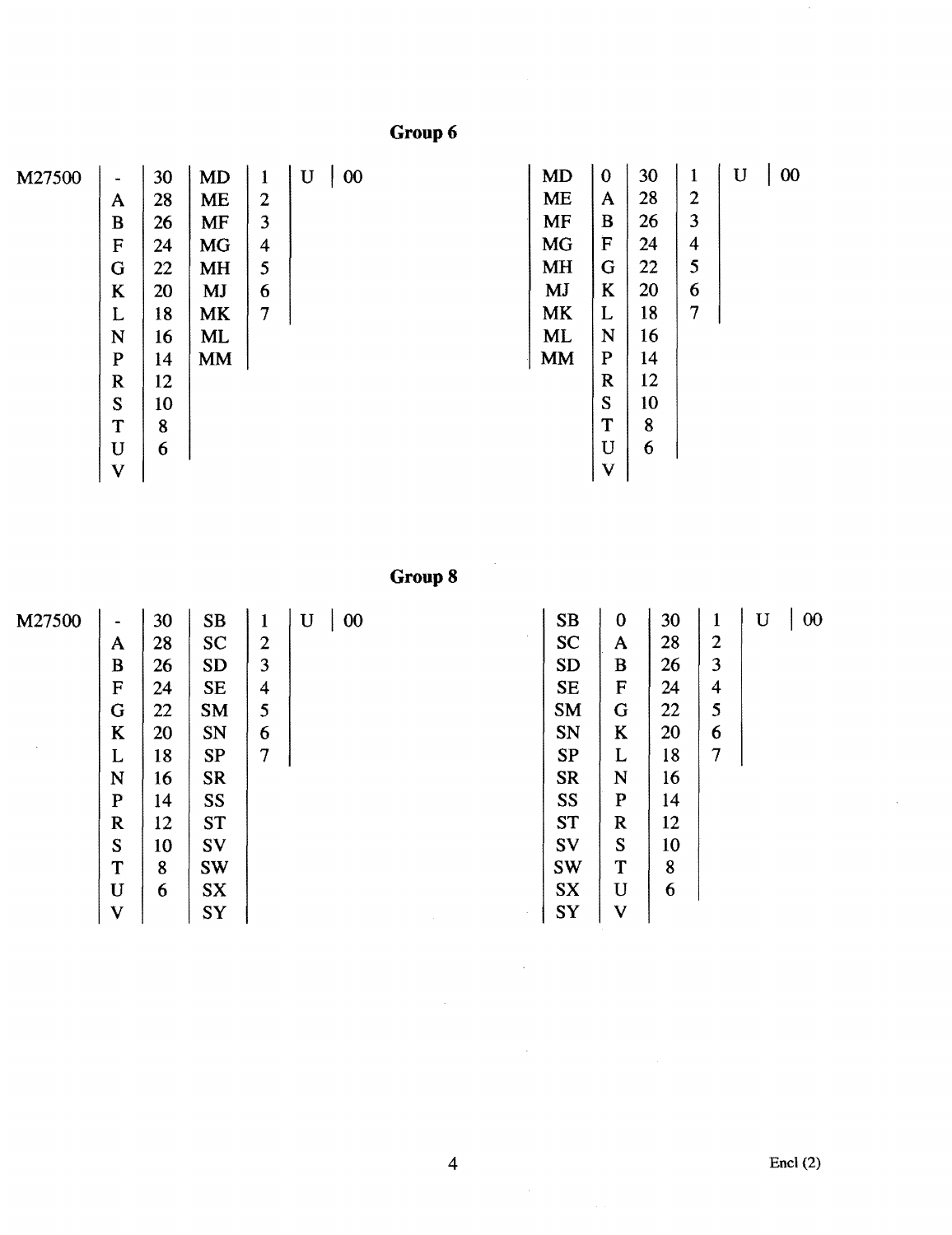## Group 6

| M27500 | | | | | |
|---|---|---|---|---|---|
| | - | 30 | MD | 1 | U | 00 |
| | A | 28 | ME | 2 | | |
| | B | 26 | MF | 3 | | |
| | F | 24 | MG | 4 | | |
| | G | 22 | MH | 5 | | |
| | K | 20 | MJ | 6 | | |
| | L | 18 | MK | 7 | | |
| | N | 16 | ML | | | |
| | P | 14 | MM | | | |
| | R | 12 | | | | |
| | S | 10 | | | | |
| | T | 8 | | | | |
| | U | 6 | | | | |
| | V | | | | | |

| MD | 0 | 30 | 1 | U | 00 |
|---|---|---|---|---|---|
| ME | A | 28 | 2 | | |
| MF | B | 26 | 3 | | |
| MG | F | 24 | 4 | | |
| MH | G | 22 | 5 | | |
| MJ | K | 20 | 6 | | |
| MK | L | 18 | 7 | | |
| ML | N | 16 | | | |
| MM | P | 14 | | | |
| | R | 12 | | | |
| | S | 10 | | | |
| | T | 8 | | | |
| | U | 6 | | | |
| | V | | | | |

## Group 8

| M27500 | | | | | | |
|---|---|---|---|---|---|---|
| | - | 30 | SB | 1 | U | 00 |
| | A | 28 | SC | 2 | | |
| | B | 26 | SD | 3 | | |
| | F | 24 | SE | 4 | | |
| | G | 22 | SM | 5 | | |
| | K | 20 | SN | 6 | | |
| | L | 18 | SP | 7 | | |
| | N | 16 | SR | | | |
| | P | 14 | SS | | | |
| | R | 12 | ST | | | |
| | S | 10 | SV | | | |
| | T | 8 | SW | | | |
| | U | 6 | SX | | | |
| | V | | SY | | | |

| SB | 0 | 30 | 1 | U | 00 |
|---|---|---|---|---|---|
| SC | A | 28 | 2 | | |
| SD | B | 26 | 3 | | |
| SE | F | 24 | 4 | | |
| SM | G | 22 | 5 | | |
| SN | K | 20 | 6 | | |
| SP | L | 18 | 7 | | |
| SR | N | 16 | | | |
| SS | P | 14 | | | |
| ST | R | 12 | | | |
| SV | S | 10 | | | |
| SW | T | 8 | | | |
| SX | U | 6 | | | |
| SY | V | | | | |

Encl (2)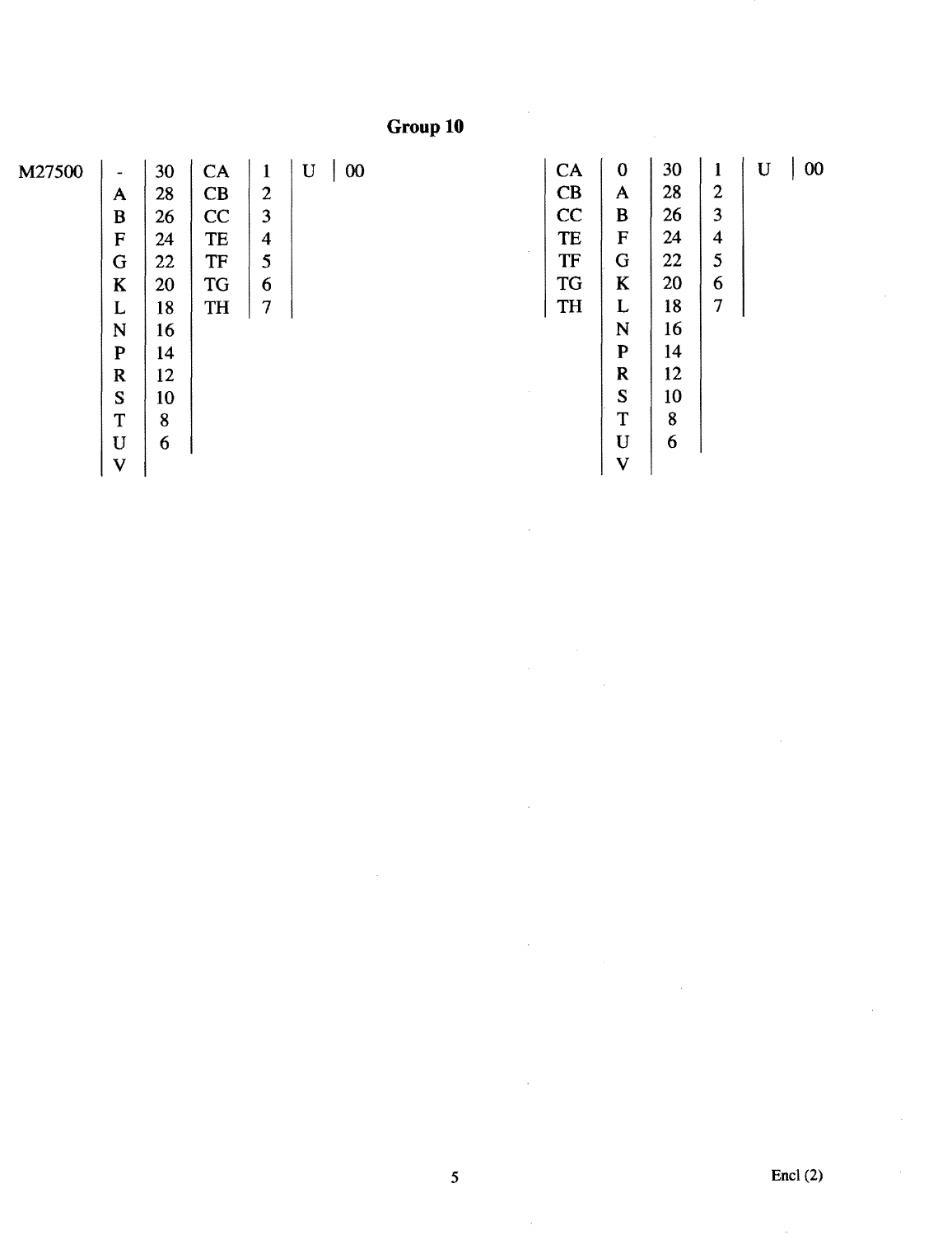## Group 10

| M27500 | | | | | |
|---|---|---|---|---|---|
| | - | 30 | CA | 1 | U | 00 |
| | A | 28 | CB | 2 | | |
| | B | 26 | CC | 3 | | |
| | F | 24 | TE | 4 | | |
| | G | 22 | TF | 5 | | |
| | K | 20 | TG | 6 | | |
| | L | 18 | TH | 7 | | |
| | N | 16 | | | | |
| | P | 14 | | | | |
| | R | 12 | | | | |
| | S | 10 | | | | |
| | T | 8 | | | | |
| | U | 6 | | | | |
| | V | | | | | |

| | | | | | |
|---|---|---|---|---|---|
| CA | 0 | 30 | 1 | U | 00 |
| CB | A | 28 | 2 | | |
| CC | B | 26 | 3 | | |
| TE | F | 24 | 4 | | |
| TF | G | 22 | 5 | | |
| TG | K | 20 | 6 | | |
| TH | L | 18 | 7 | | |
| | N | 16 | | | |
| | P | 14 | | | |
| | R | 12 | | | |
| | S | 10 | | | |
| | T | 8 | | | |
| | U | 6 | | | |
| | V | | | | |

Encl (2)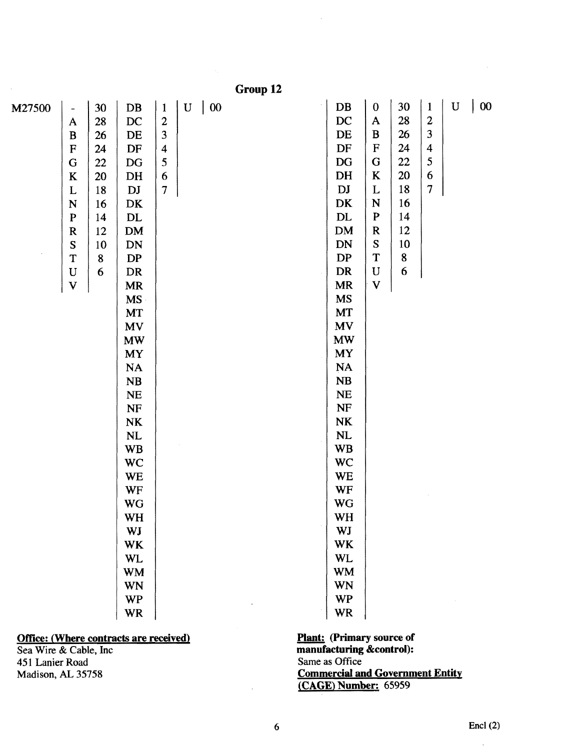## Group 12

| | | | | | | |
|---|---|---|---|---|---|---|
| M27500 | - | 30 | DB | 1 | U | 00 |
| | A | 28 | DC | 2 | | |
| | B | 26 | DE | 3 | | |
| | F | 24 | DF | 4 | | |
| | G | 22 | DG | 5 | | |
| | K | 20 | DH | 6 | | |
| | L | 18 | DJ | 7 | | |
| | N | 16 | DK | | | |
| | P | 14 | DL | | | |
| | R | 12 | DM | | | |
| | S | 10 | DN | | | |
| | T | 8 | DP | | | |
| | U | 6 | DR | | | |
| | V | | MR | | | |
| | | | MS | | | |
| | | | MT | | | |
| | | | MV | | | |
| | | | MW | | | |
| | | | MY | | | |
| | | | NA | | | |
| | | | NB | | | |
| | | | NE | | | |
| | | | NF | | | |
| | | | NK | | | |
| | | | NL | | | |
| | | | WB | | | |
| | | | WC | | | |
| | | | WE | | | |
| | | | WF | | | |
| | | | WG | | | |
| | | | WH | | | |
| | | | WJ | | | |
| | | | WK | | | |
| | | | WL | | | |
| | | | WM | | | |
| | | | WN | | | |
| | | | WP | | | |
| | | | WR | | | |

| | | | | | |
|---|---|---|---|---|---|
| DB | 0 | 30 | 1 | U | 00 |
| DC | A | 28 | 2 | | |
| DE | B | 26 | 3 | | |
| DF | F | 24 | 4 | | |
| DG | G | 22 | 5 | | |
| DH | K | 20 | 6 | | |
| DJ | L | 18 | 7 | | |
| DK | N | 16 | | | |
| DL | P | 14 | | | |
| DM | R | 12 | | | |
| DN | S | 10 | | | |
| DP | T | 8 | | | |
| DR | U | 6 | | | |
| MR | V | | | | |
| MS | | | | | |
| MT | | | | | |
| MV | | | | | |
| MW | | | | | |
| MY | | | | | |
| NA | | | | | |
| NB | | | | | |
| NE | | | | | |
| NF | | | | | |
| NK | | | | | |
| NL | | | | | |
| WB | | | | | |
| WC | | | | | |
| WE | | | | | |
| WF | | | | | |
| WG | | | | | |
| WH | | | | | |
| WJ | | | | | |
| WK | | | | | |
| WL | | | | | |
| WM | | | | | |
| WN | | | | | |
| WP | | | | | |
| WR | | | | | |

**Office: (Where contracts are received)**
Sea Wire & Cable, Inc
451 Lanier Road
Madison, AL 35758

**Plant: (Primary source of manufacturing &control):**
Same as Office
**Commercial and Government Entity (CAGE) Number:** 65959

Encl (2)